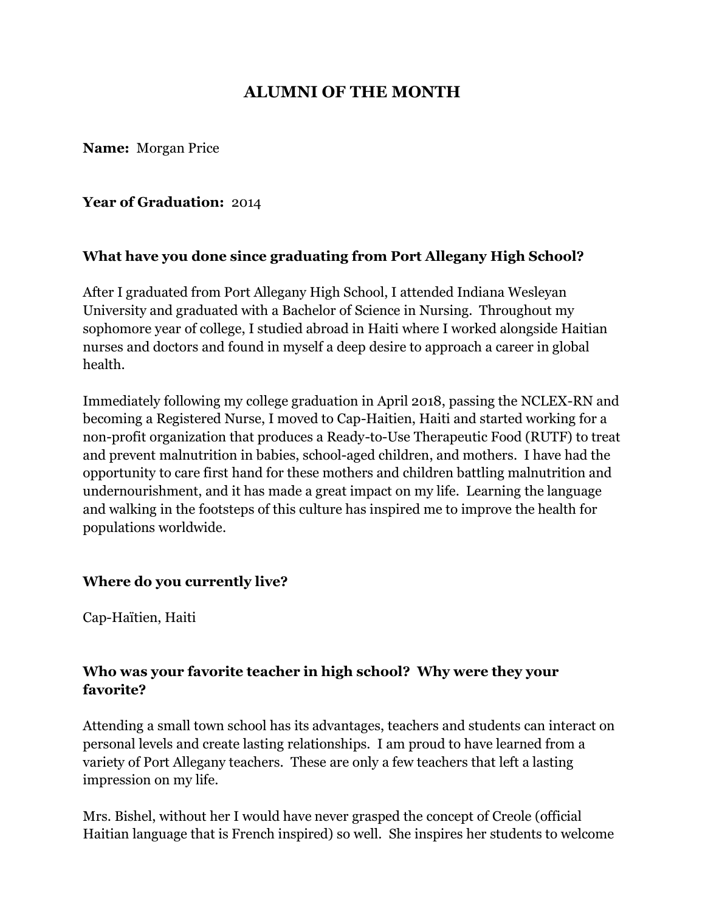# ALUMNI OF THE MONTH

**Name:** Morgan Price

**Year of Graduation:** 2014

**What have you done since graduating from Port Allegany High School?**

After I graduated from Port Allegany High School, I attended Indiana Wesleyan University and graduated with a Bachelor of Science in Nursing. Throughout my sophomore year of college, I studied abroad in Haiti where I worked alongside Haitian nurses and doctors and found in myself a deep desire to approach a career in global health.

Immediately following my college graduation in April 2018, passing the NCLEX-RN and becoming a Registered Nurse, I moved to Cap-Haitien, Haiti and started working for a non-profit organization that produces a Ready-to-Use Therapeutic Food (RUTF) to treat and prevent malnutrition in babies, school-aged children, and mothers. I have had the opportunity to care first hand for these mothers and children battling malnutrition and undernourishment, and it has made a great impact on my life. Learning the language and walking in the footsteps of this culture has inspired me to improve the health for populations worldwide.

**Where do you currently live?**

Cap-Haïtien, Haiti

**Who was your favorite teacher in high school? Why were they your favorite?**

Attending a small town school has its advantages, teachers and students can interact on personal levels and create lasting relationships. I am proud to have learned from a variety of Port Allegany teachers. These are only a few teachers that left a lasting impression on my life.

Mrs. Bishel, without her I would have never grasped the concept of Creole (official Haitian language that is French inspired) so well. She inspires her students to welcome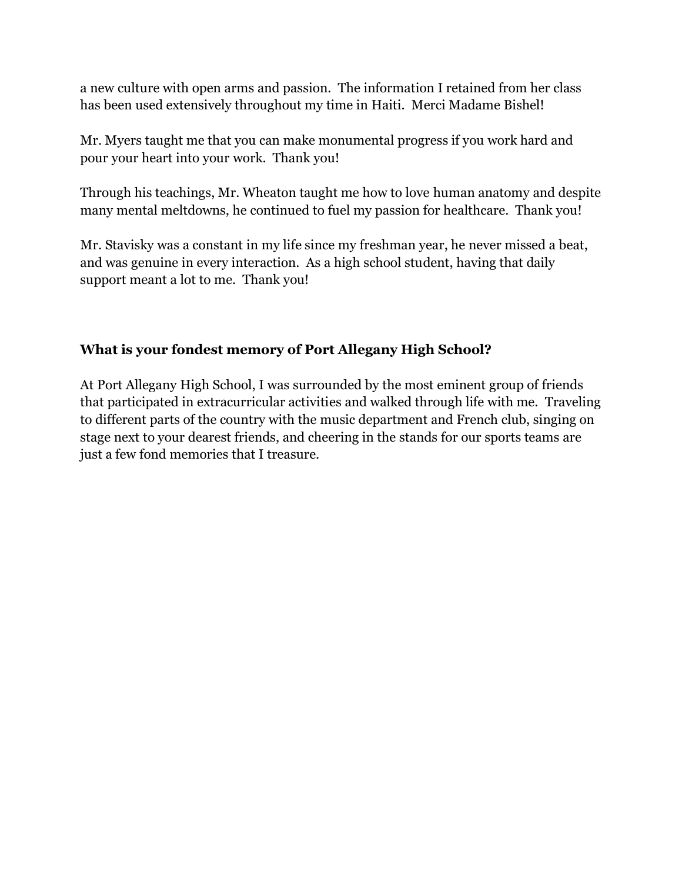a new culture with open arms and passion. The information I retained from her class has been used extensively throughout my time in Haiti. Merci Madame Bishel!

Mr. Myers taught me that you can make monumental progress if you work hard and pour your heart into your work. Thank you!

Through his teachings, Mr. Wheaton taught me how to love human anatomy and despite many mental meltdowns, he continued to fuel my passion for healthcare. Thank you!

Mr. Stavisky was a constant in my life since my freshman year, he never missed a beat, and was genuine in every interaction. As a high school student, having that daily support meant a lot to me. Thank you!

**What is your fondest memory of Port Allegany High School?**

At Port Allegany High School, I was surrounded by the most eminent group of friends that participated in extracurricular activities and walked through life with me. Traveling to different parts of the country with the music department and French club, singing on stage next to your dearest friends, and cheering in the stands for our sports teams are just a few fond memories that I treasure.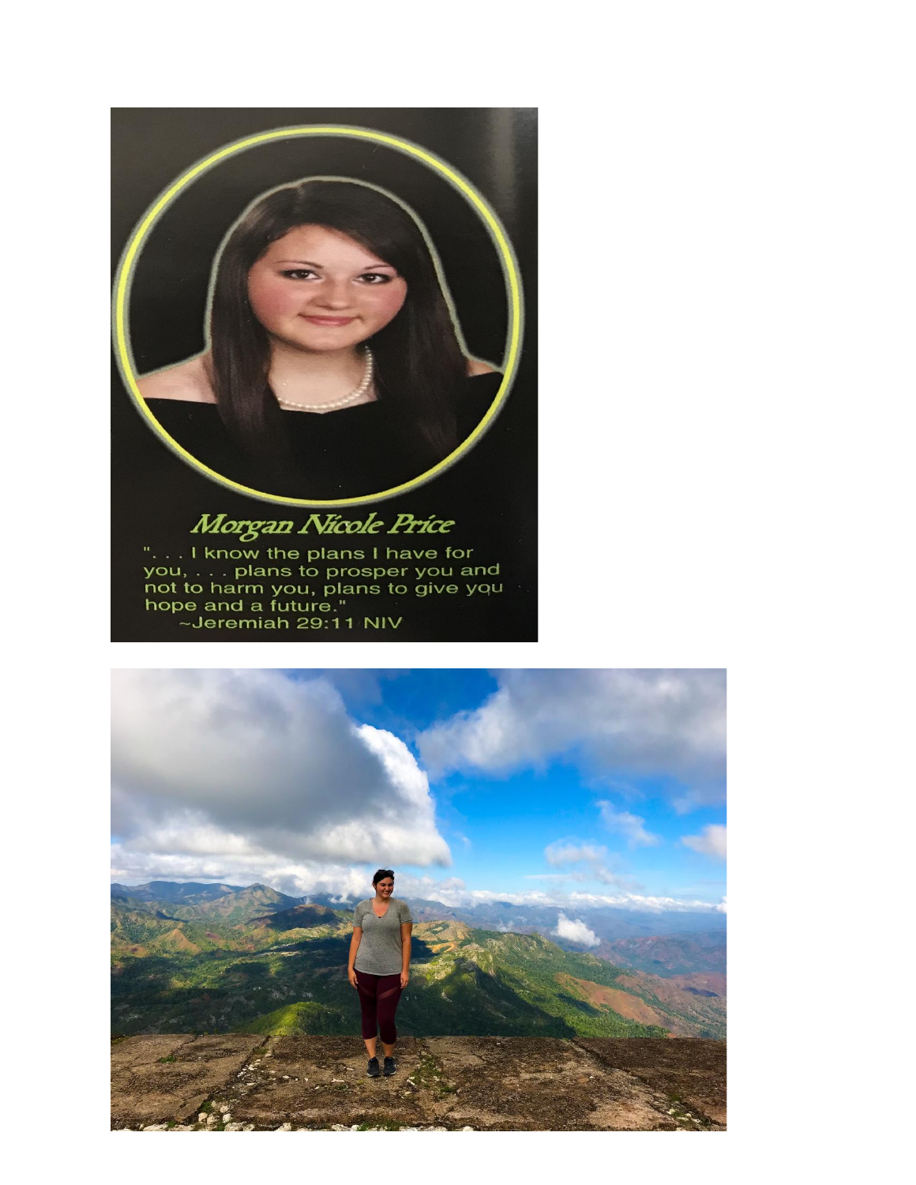Morgan Nicole Price

". . . I know the plans I have for you, . . . plans to prosper you and not to harm you, plans to give you hope and a future."
~Jeremiah 29:11 NIV